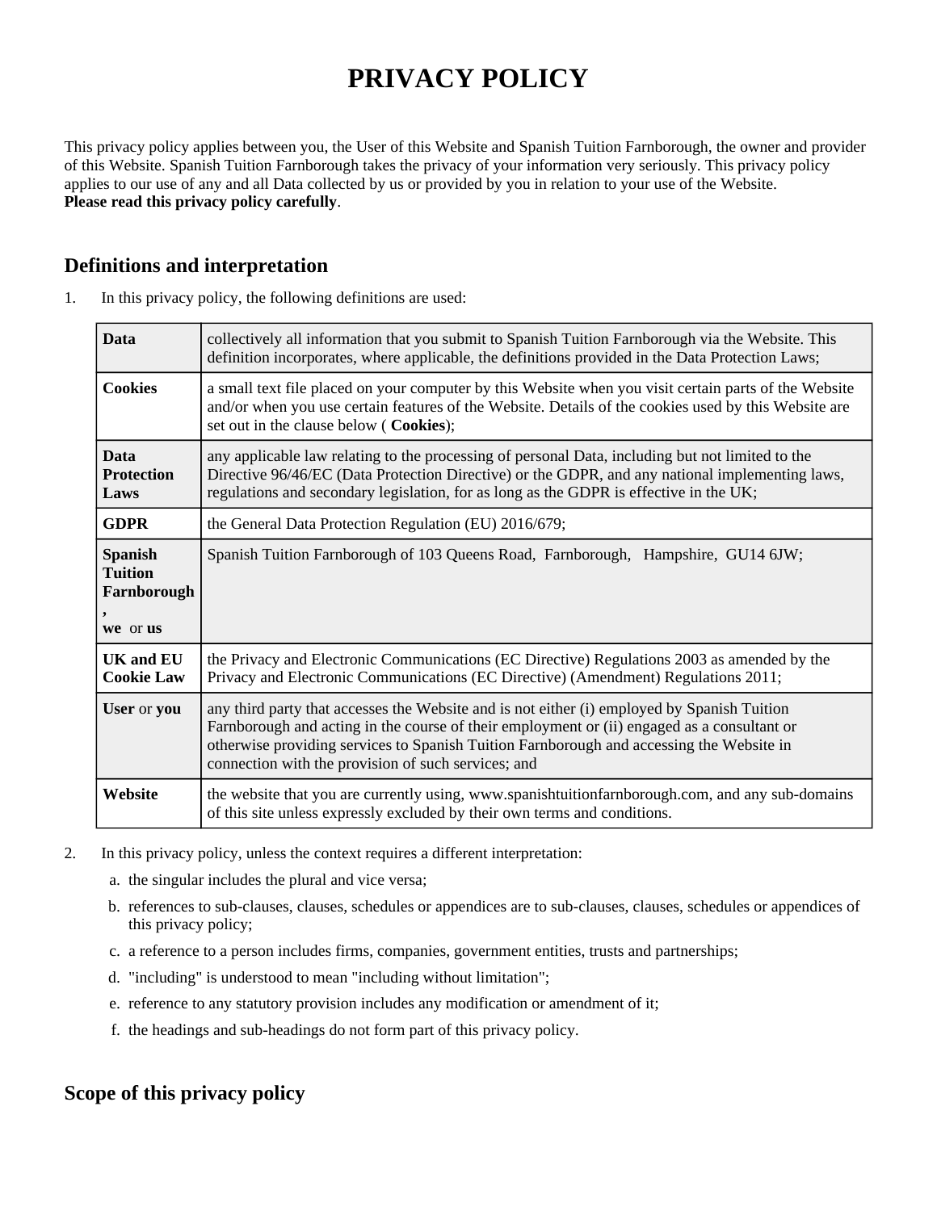# PRIVACY POLICY

This privacy policy applies between you, the User of this Website and Spanish Tuition Farnborough, the owner and provider of this Website. Spanish Tuition Farnborough takes the privacy of your information very seriously. This privacy policy applies to our use of any and all Data collected by us or provided by you in relation to your use of the Website.
**Please read this privacy policy carefully**.

## Definitions and interpretation

1. In this privacy policy, the following definitions are used:

| | |
|---|---|
| **Data** | collectively all information that you submit to Spanish Tuition Farnborough via the Website. This definition incorporates, where applicable, the definitions provided in the Data Protection Laws; |
| **Cookies** | a small text file placed on your computer by this Website when you visit certain parts of the Website and/or when you use certain features of the Website. Details of the cookies used by this Website are set out in the clause below ( **Cookies**); |
| **Data Protection Laws** | any applicable law relating to the processing of personal Data, including but not limited to the Directive 96/46/EC (Data Protection Directive) or the GDPR, and any national implementing laws, regulations and secondary legislation, for as long as the GDPR is effective in the UK; |
| **GDPR** | the General Data Protection Regulation (EU) 2016/679; |
| **Spanish Tuition Farnborough, we** or **us** | Spanish Tuition Farnborough of 103 Queens Road, Farnborough, Hampshire, GU14 6JW; |
| **UK and EU Cookie Law** | the Privacy and Electronic Communications (EC Directive) Regulations 2003 as amended by the Privacy and Electronic Communications (EC Directive) (Amendment) Regulations 2011; |
| **User** or **you** | any third party that accesses the Website and is not either (i) employed by Spanish Tuition Farnborough and acting in the course of their employment or (ii) engaged as a consultant or otherwise providing services to Spanish Tuition Farnborough and accessing the Website in connection with the provision of such services; and |
| **Website** | the website that you are currently using, www.spanishtuitionfarnborough.com, and any sub-domains of this site unless expressly excluded by their own terms and conditions. |

2. In this privacy policy, unless the context requires a different interpretation:
   a. the singular includes the plural and vice versa;
   b. references to sub-clauses, clauses, schedules or appendices are to sub-clauses, clauses, schedules or appendices of this privacy policy;
   c. a reference to a person includes firms, companies, government entities, trusts and partnerships;
   d. "including" is understood to mean "including without limitation";
   e. reference to any statutory provision includes any modification or amendment of it;
   f. the headings and sub-headings do not form part of this privacy policy.

## Scope of this privacy policy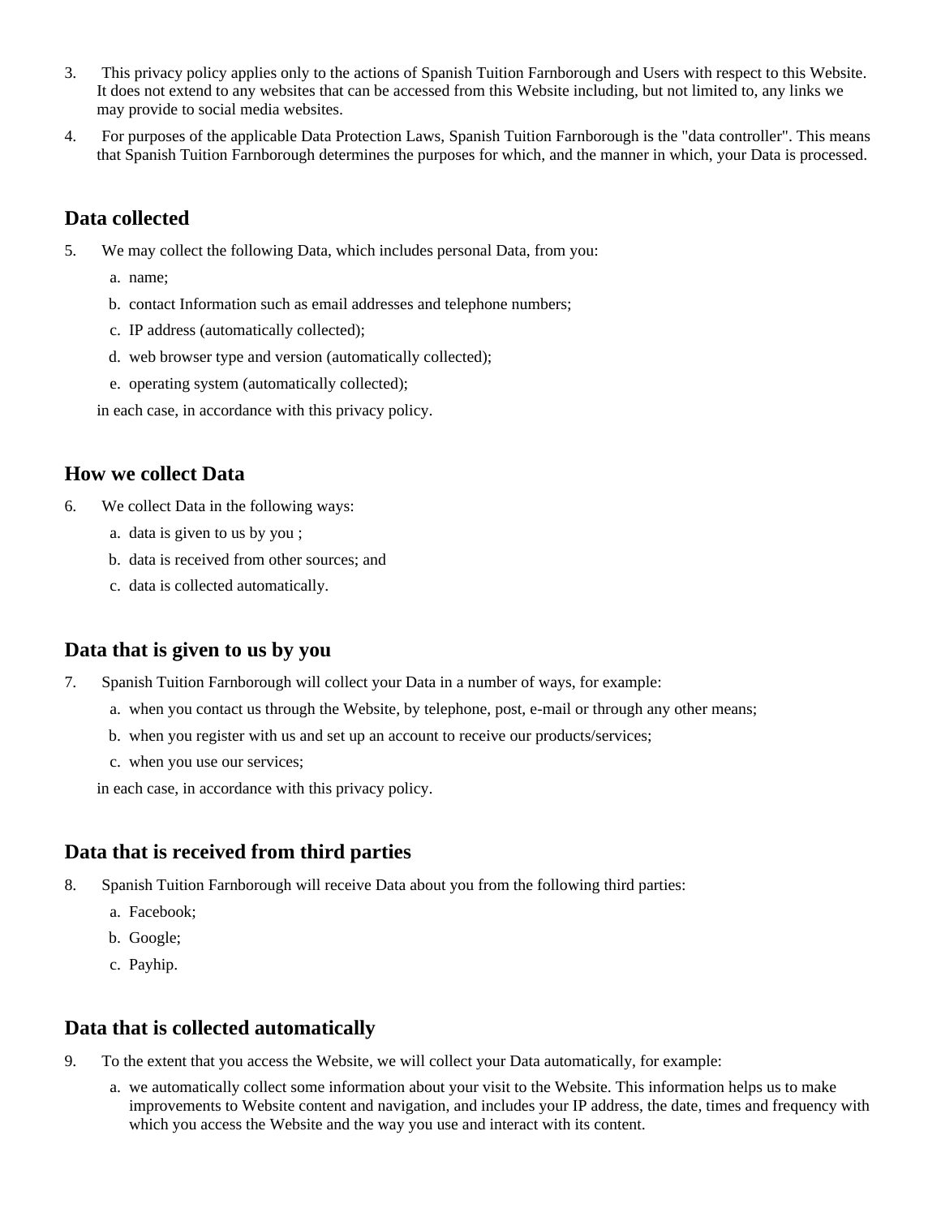3. This privacy policy applies only to the actions of Spanish Tuition Farnborough and Users with respect to this Website. It does not extend to any websites that can be accessed from this Website including, but not limited to, any links we may provide to social media websites.
4. For purposes of the applicable Data Protection Laws, Spanish Tuition Farnborough is the "data controller". This means that Spanish Tuition Farnborough determines the purposes for which, and the manner in which, your Data is processed.

## Data collected

5. We may collect the following Data, which includes personal Data, from you:
   a. name;
   b. contact Information such as email addresses and telephone numbers;
   c. IP address (automatically collected);
   d. web browser type and version (automatically collected);
   e. operating system (automatically collected);

   in each case, in accordance with this privacy policy.

## How we collect Data

6. We collect Data in the following ways:
   a. data is given to us by you ;
   b. data is received from other sources; and
   c. data is collected automatically.

## Data that is given to us by you

7. Spanish Tuition Farnborough will collect your Data in a number of ways, for example:
   a. when you contact us through the Website, by telephone, post, e-mail or through any other means;
   b. when you register with us and set up an account to receive our products/services;
   c. when you use our services;

   in each case, in accordance with this privacy policy.

## Data that is received from third parties

8. Spanish Tuition Farnborough will receive Data about you from the following third parties:
   a. Facebook;
   b. Google;
   c. Payhip.

## Data that is collected automatically

9. To the extent that you access the Website, we will collect your Data automatically, for example:
   a. we automatically collect some information about your visit to the Website. This information helps us to make improvements to Website content and navigation, and includes your IP address, the date, times and frequency with which you access the Website and the way you use and interact with its content.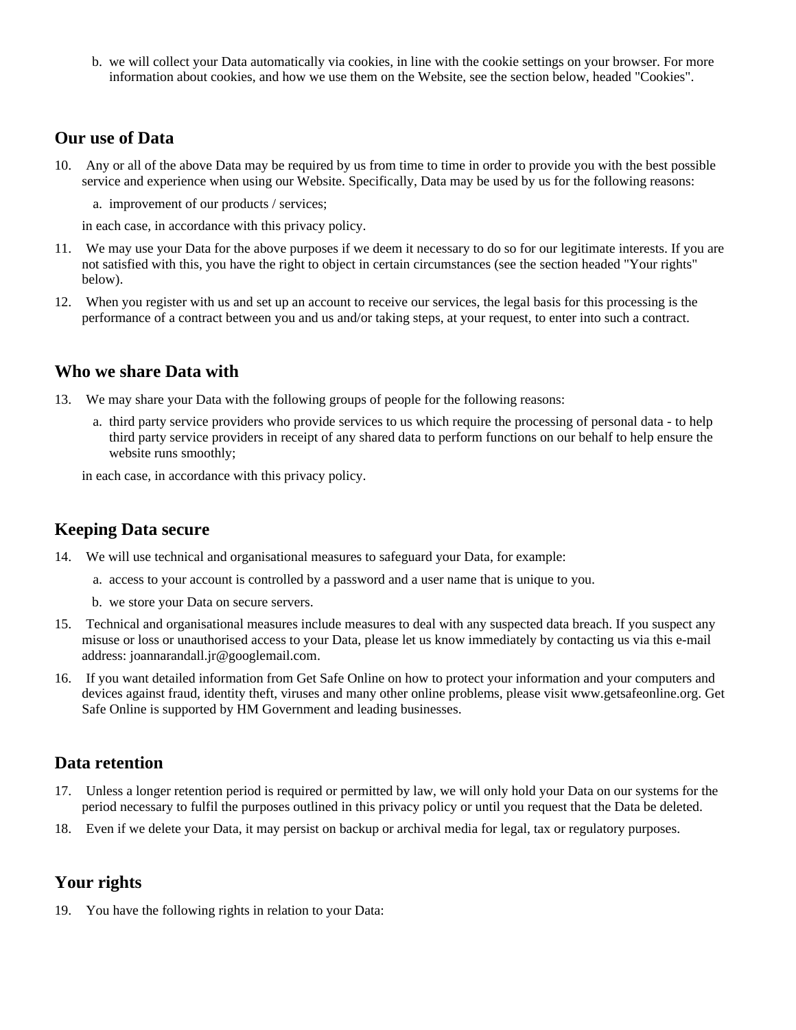b. we will collect your Data automatically via cookies, in line with the cookie settings on your browser. For more information about cookies, and how we use them on the Website, see the section below, headed "Cookies".

## Our use of Data

10. Any or all of the above Data may be required by us from time to time in order to provide you with the best possible service and experience when using our Website. Specifically, Data may be used by us for the following reasons:

    a. improvement of our products / services;

    in each case, in accordance with this privacy policy.

11. We may use your Data for the above purposes if we deem it necessary to do so for our legitimate interests. If you are not satisfied with this, you have the right to object in certain circumstances (see the section headed "Your rights" below).

12. When you register with us and set up an account to receive our services, the legal basis for this processing is the performance of a contract between you and us and/or taking steps, at your request, to enter into such a contract.

## Who we share Data with

13. We may share your Data with the following groups of people for the following reasons:

    a. third party service providers who provide services to us which require the processing of personal data - to help third party service providers in receipt of any shared data to perform functions on our behalf to help ensure the website runs smoothly;

    in each case, in accordance with this privacy policy.

## Keeping Data secure

14. We will use technical and organisational measures to safeguard your Data, for example:

    a. access to your account is controlled by a password and a user name that is unique to you.

    b. we store your Data on secure servers.

15. Technical and organisational measures include measures to deal with any suspected data breach. If you suspect any misuse or loss or unauthorised access to your Data, please let us know immediately by contacting us via this e-mail address: joannarandall.jr@googlemail.com.

16. If you want detailed information from Get Safe Online on how to protect your information and your computers and devices against fraud, identity theft, viruses and many other online problems, please visit www.getsafeonline.org. Get Safe Online is supported by HM Government and leading businesses.

## Data retention

17. Unless a longer retention period is required or permitted by law, we will only hold your Data on our systems for the period necessary to fulfil the purposes outlined in this privacy policy or until you request that the Data be deleted.

18. Even if we delete your Data, it may persist on backup or archival media for legal, tax or regulatory purposes.

## Your rights

19. You have the following rights in relation to your Data: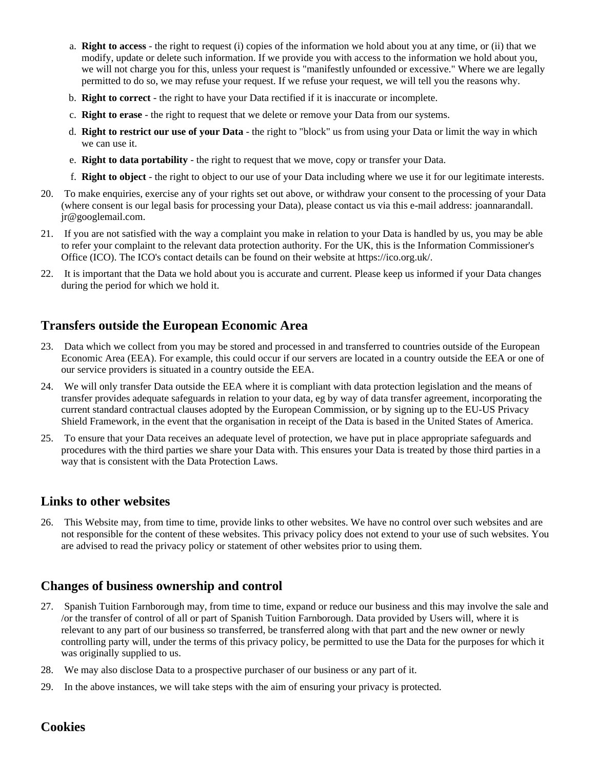a. **Right to access** - the right to request (i) copies of the information we hold about you at any time, or (ii) that we modify, update or delete such information. If we provide you with access to the information we hold about you, we will not charge you for this, unless your request is "manifestly unfounded or excessive." Where we are legally permitted to do so, we may refuse your request. If we refuse your request, we will tell you the reasons why.
b. **Right to correct** - the right to have your Data rectified if it is inaccurate or incomplete.
c. **Right to erase** - the right to request that we delete or remove your Data from our systems.
d. **Right to restrict our use of your Data** - the right to "block" us from using your Data or limit the way in which we can use it.
e. **Right to data portability** - the right to request that we move, copy or transfer your Data.
f. **Right to object** - the right to object to our use of your Data including where we use it for our legitimate interests.

20. To make enquiries, exercise any of your rights set out above, or withdraw your consent to the processing of your Data (where consent is our legal basis for processing your Data), please contact us via this e-mail address: joannarandall.jr@googlemail.com.
21. If you are not satisfied with the way a complaint you make in relation to your Data is handled by us, you may be able to refer your complaint to the relevant data protection authority. For the UK, this is the Information Commissioner's Office (ICO). The ICO's contact details can be found on their website at https://ico.org.uk/.
22. It is important that the Data we hold about you is accurate and current. Please keep us informed if your Data changes during the period for which we hold it.

## Transfers outside the European Economic Area

23. Data which we collect from you may be stored and processed in and transferred to countries outside of the European Economic Area (EEA). For example, this could occur if our servers are located in a country outside the EEA or one of our service providers is situated in a country outside the EEA.
24. We will only transfer Data outside the EEA where it is compliant with data protection legislation and the means of transfer provides adequate safeguards in relation to your data, eg by way of data transfer agreement, incorporating the current standard contractual clauses adopted by the European Commission, or by signing up to the EU-US Privacy Shield Framework, in the event that the organisation in receipt of the Data is based in the United States of America.
25. To ensure that your Data receives an adequate level of protection, we have put in place appropriate safeguards and procedures with the third parties we share your Data with. This ensures your Data is treated by those third parties in a way that is consistent with the Data Protection Laws.

## Links to other websites

26. This Website may, from time to time, provide links to other websites. We have no control over such websites and are not responsible for the content of these websites. This privacy policy does not extend to your use of such websites. You are advised to read the privacy policy or statement of other websites prior to using them.

## Changes of business ownership and control

27. Spanish Tuition Farnborough may, from time to time, expand or reduce our business and this may involve the sale and /or the transfer of control of all or part of Spanish Tuition Farnborough. Data provided by Users will, where it is relevant to any part of our business so transferred, be transferred along with that part and the new owner or newly controlling party will, under the terms of this privacy policy, be permitted to use the Data for the purposes for which it was originally supplied to us.
28. We may also disclose Data to a prospective purchaser of our business or any part of it.
29. In the above instances, we will take steps with the aim of ensuring your privacy is protected.

## Cookies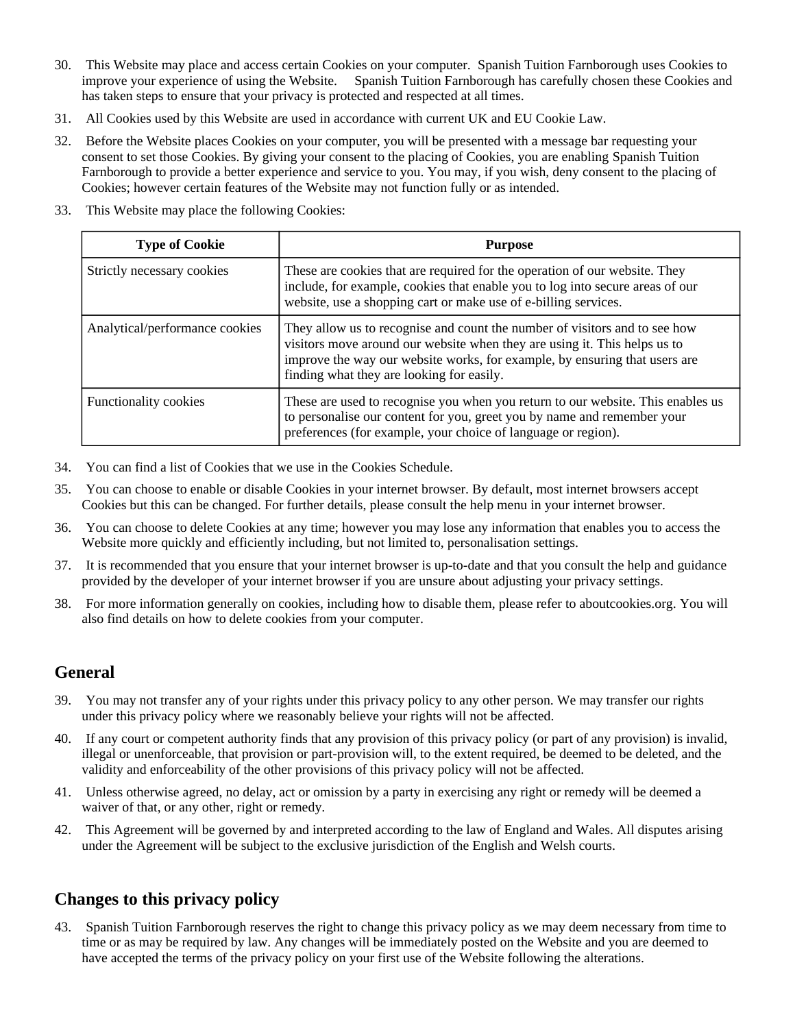30. This Website may place and access certain Cookies on your computer. Spanish Tuition Farnborough uses Cookies to improve your experience of using the Website. Spanish Tuition Farnborough has carefully chosen these Cookies and has taken steps to ensure that your privacy is protected and respected at all times.

31. All Cookies used by this Website are used in accordance with current UK and EU Cookie Law.

32. Before the Website places Cookies on your computer, you will be presented with a message bar requesting your consent to set those Cookies. By giving your consent to the placing of Cookies, you are enabling Spanish Tuition Farnborough to provide a better experience and service to you. You may, if you wish, deny consent to the placing of Cookies; however certain features of the Website may not function fully or as intended.

33. This Website may place the following Cookies:

| Type of Cookie | Purpose |
| --- | --- |
| Strictly necessary cookies | These are cookies that are required for the operation of our website. They include, for example, cookies that enable you to log into secure areas of our website, use a shopping cart or make use of e-billing services. |
| Analytical/performance cookies | They allow us to recognise and count the number of visitors and to see how visitors move around our website when they are using it. This helps us to improve the way our website works, for example, by ensuring that users are finding what they are looking for easily. |
| Functionality cookies | These are used to recognise you when you return to our website. This enables us to personalise our content for you, greet you by name and remember your preferences (for example, your choice of language or region). |

34. You can find a list of Cookies that we use in the Cookies Schedule.

35. You can choose to enable or disable Cookies in your internet browser. By default, most internet browsers accept Cookies but this can be changed. For further details, please consult the help menu in your internet browser.

36. You can choose to delete Cookies at any time; however you may lose any information that enables you to access the Website more quickly and efficiently including, but not limited to, personalisation settings.

37. It is recommended that you ensure that your internet browser is up-to-date and that you consult the help and guidance provided by the developer of your internet browser if you are unsure about adjusting your privacy settings.

38. For more information generally on cookies, including how to disable them, please refer to aboutcookies.org. You will also find details on how to delete cookies from your computer.

## General

39. You may not transfer any of your rights under this privacy policy to any other person. We may transfer our rights under this privacy policy where we reasonably believe your rights will not be affected.

40. If any court or competent authority finds that any provision of this privacy policy (or part of any provision) is invalid, illegal or unenforceable, that provision or part-provision will, to the extent required, be deemed to be deleted, and the validity and enforceability of the other provisions of this privacy policy will not be affected.

41. Unless otherwise agreed, no delay, act or omission by a party in exercising any right or remedy will be deemed a waiver of that, or any other, right or remedy.

42. This Agreement will be governed by and interpreted according to the law of England and Wales. All disputes arising under the Agreement will be subject to the exclusive jurisdiction of the English and Welsh courts.

## Changes to this privacy policy

43. Spanish Tuition Farnborough reserves the right to change this privacy policy as we may deem necessary from time to time or as may be required by law. Any changes will be immediately posted on the Website and you are deemed to have accepted the terms of the privacy policy on your first use of the Website following the alterations.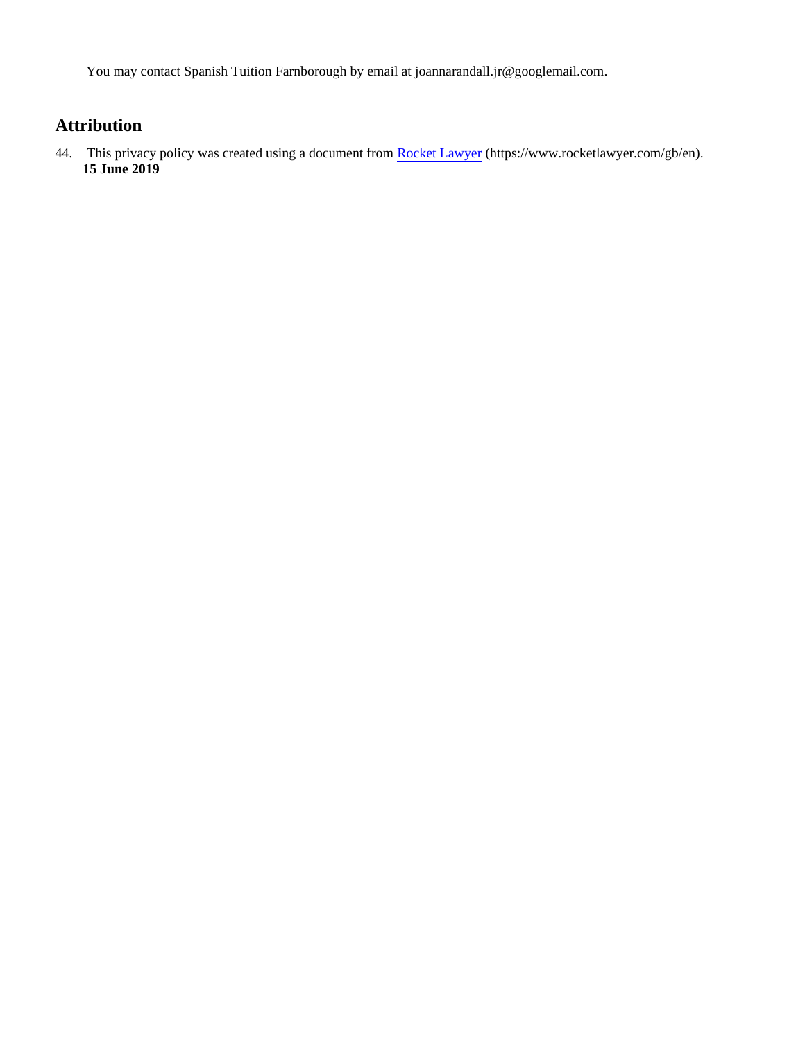You may contact Spanish Tuition Farnborough by email at joannarandall.jr@googlemail.com.

## Attribution

44. This privacy policy was created using a document from [Rocket Lawyer](https://www.rocketlawyer.com/gb/en) (https://www.rocketlawyer.com/gb/en).
**15 June 2019**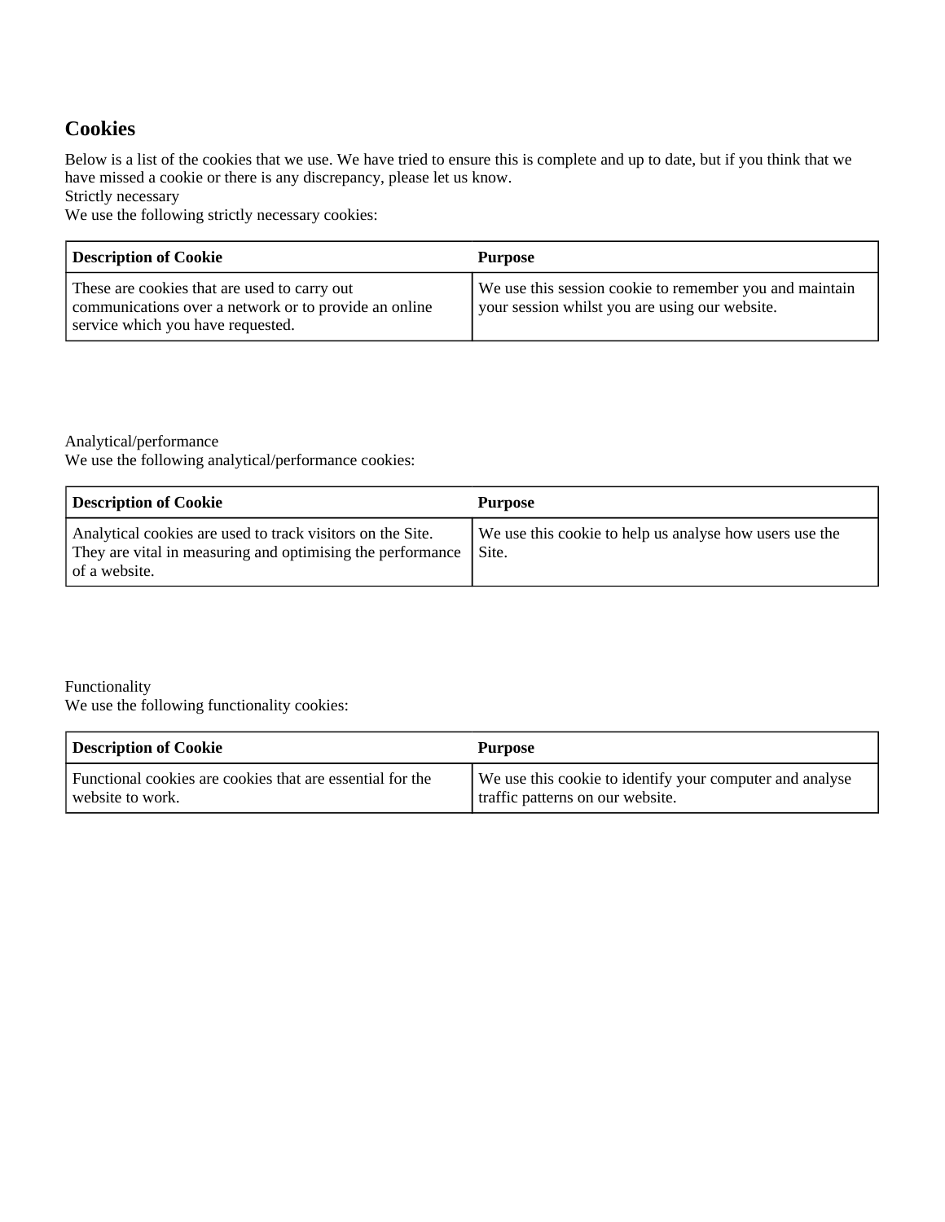## Cookies

Below is a list of the cookies that we use. We have tried to ensure this is complete and up to date, but if you think that we have missed a cookie or there is any discrepancy, please let us know.

Strictly necessary

We use the following strictly necessary cookies:

| Description of Cookie | Purpose |
|---|---|
| These are cookies that are used to carry out communications over a network or to provide an online service which you have requested. | We use this session cookie to remember you and maintain your session whilst you are using our website. |

Analytical/performance

We use the following analytical/performance cookies:

| Description of Cookie | Purpose |
|---|---|
| Analytical cookies are used to track visitors on the Site. They are vital in measuring and optimising the performance of a website. | We use this cookie to help us analyse how users use the Site. |

Functionality

We use the following functionality cookies:

| Description of Cookie | Purpose |
|---|---|
| Functional cookies are cookies that are essential for the website to work. | We use this cookie to identify your computer and analyse traffic patterns on our website. |